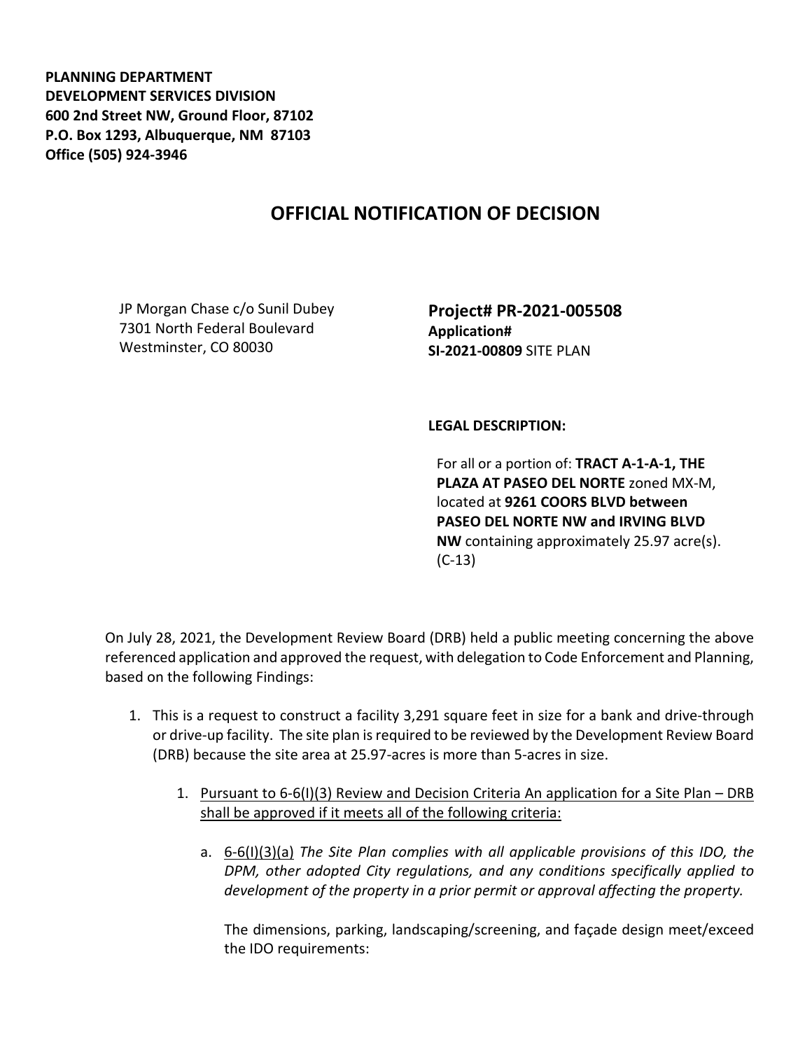**PLANNING DEPARTMENT**
**DEVELOPMENT SERVICES DIVISION**
**600 2nd Street NW, Ground Floor, 87102**
**P.O. Box 1293, Albuquerque, NM 87103**
**Office (505) 924-3946**

# OFFICIAL NOTIFICATION OF DECISION

JP Morgan Chase c/o Sunil Dubey
7301 North Federal Boulevard
Westminster, CO 80030

**Project# PR-2021-005508**
**Application#**
**SI-2021-00809** SITE PLAN

**LEGAL DESCRIPTION:**

For all or a portion of: **TRACT A-1-A-1, THE PLAZA AT PASEO DEL NORTE** zoned MX-M, located at **9261 COORS BLVD between PASEO DEL NORTE NW and IRVING BLVD NW** containing approximately 25.97 acre(s). (C-13)

On July 28, 2021, the Development Review Board (DRB) held a public meeting concerning the above referenced application and approved the request, with delegation to Code Enforcement and Planning, based on the following Findings:

1. This is a request to construct a facility 3,291 square feet in size for a bank and drive-through or drive-up facility. The site plan is required to be reviewed by the Development Review Board (DRB) because the site area at 25.97-acres is more than 5-acres in size.

   1. Pursuant to 6-6(I)(3) Review and Decision Criteria An application for a Site Plan – DRB shall be approved if it meets all of the following criteria:

      a. 6-6(I)(3)(a) *The Site Plan complies with all applicable provisions of this IDO, the DPM, other adopted City regulations, and any conditions specifically applied to development of the property in a prior permit or approval affecting the property.*

      The dimensions, parking, landscaping/screening, and façade design meet/exceed the IDO requirements: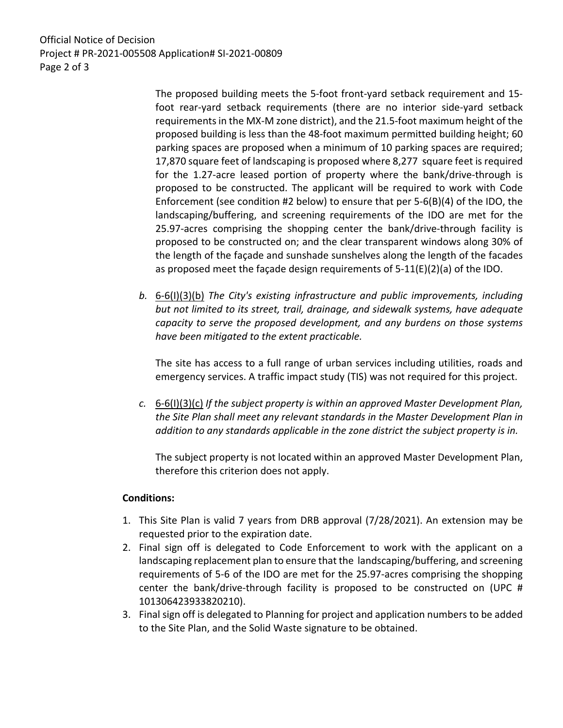The proposed building meets the 5-foot front-yard setback requirement and 15-foot rear-yard setback requirements (there are no interior side-yard setback requirements in the MX-M zone district), and the 21.5-foot maximum height of the proposed building is less than the 48-foot maximum permitted building height; 60 parking spaces are proposed when a minimum of 10 parking spaces are required; 17,870 square feet of landscaping is proposed where 8,277 square feet is required for the 1.27-acre leased portion of property where the bank/drive-through is proposed to be constructed. The applicant will be required to work with Code Enforcement (see condition #2 below) to ensure that per 5-6(B)(4) of the IDO, the landscaping/buffering, and screening requirements of the IDO are met for the 25.97-acres comprising the shopping center the bank/drive-through facility is proposed to be constructed on; and the clear transparent windows along 30% of the length of the façade and sunshade sunshelves along the length of the facades as proposed meet the façade design requirements of 5-11(E)(2)(a) of the IDO.

b. 6-6(I)(3)(b) *The City's existing infrastructure and public improvements, including but not limited to its street, trail, drainage, and sidewalk systems, have adequate capacity to serve the proposed development, and any burdens on those systems have been mitigated to the extent practicable.*

   The site has access to a full range of urban services including utilities, roads and emergency services. A traffic impact study (TIS) was not required for this project.

c. 6-6(I)(3)(c) *If the subject property is within an approved Master Development Plan, the Site Plan shall meet any relevant standards in the Master Development Plan in addition to any standards applicable in the zone district the subject property is in.*

   The subject property is not located within an approved Master Development Plan, therefore this criterion does not apply.

**Conditions:**

1. This Site Plan is valid 7 years from DRB approval (7/28/2021). An extension may be requested prior to the expiration date.
2. Final sign off is delegated to Code Enforcement to work with the applicant on a landscaping replacement plan to ensure that the landscaping/buffering, and screening requirements of 5-6 of the IDO are met for the 25.97-acres comprising the shopping center the bank/drive-through facility is proposed to be constructed on (UPC # 101306423933820210).
3. Final sign off is delegated to Planning for project and application numbers to be added to the Site Plan, and the Solid Waste signature to be obtained.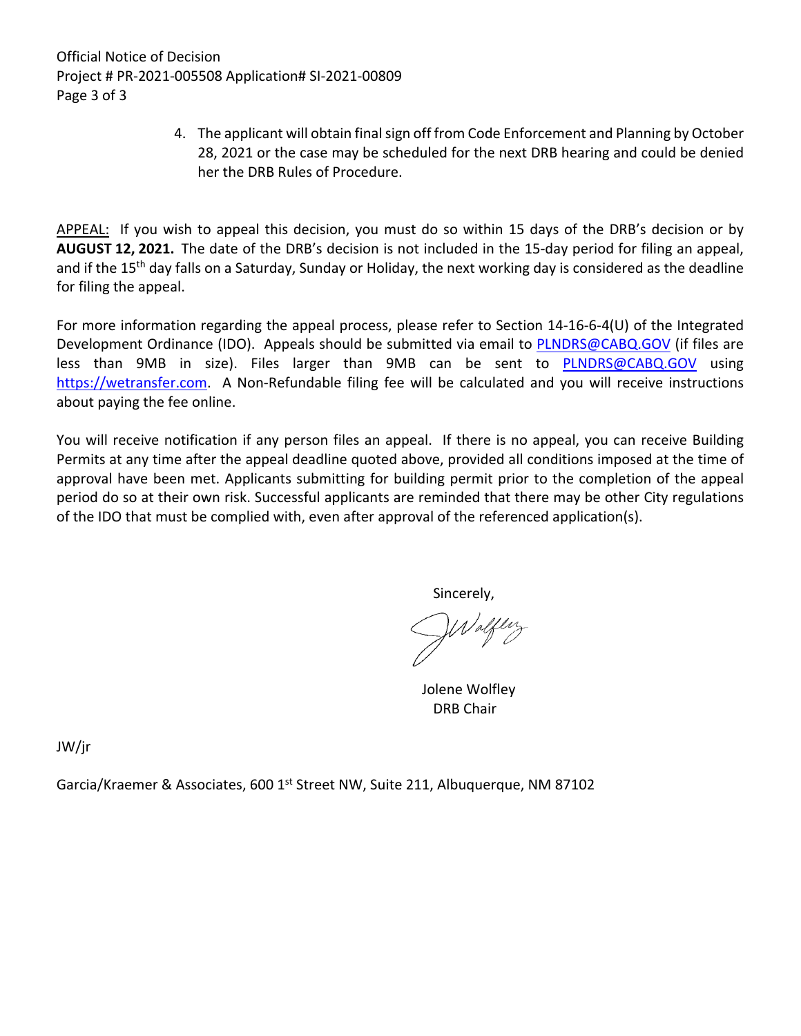4. The applicant will obtain final sign off from Code Enforcement and Planning by October 28, 2021 or the case may be scheduled for the next DRB hearing and could be denied her the DRB Rules of Procedure.

APPEAL: If you wish to appeal this decision, you must do so within 15 days of the DRB's decision or by **AUGUST 12, 2021.** The date of the DRB's decision is not included in the 15-day period for filing an appeal, and if the 15th day falls on a Saturday, Sunday or Holiday, the next working day is considered as the deadline for filing the appeal.

For more information regarding the appeal process, please refer to Section 14-16-6-4(U) of the Integrated Development Ordinance (IDO). Appeals should be submitted via email to PLNDRS@CABQ.GOV (if files are less than 9MB in size). Files larger than 9MB can be sent to PLNDRS@CABQ.GOV using https://wetransfer.com. A Non-Refundable filing fee will be calculated and you will receive instructions about paying the fee online.

You will receive notification if any person files an appeal. If there is no appeal, you can receive Building Permits at any time after the appeal deadline quoted above, provided all conditions imposed at the time of approval have been met. Applicants submitting for building permit prior to the completion of the appeal period do so at their own risk. Successful applicants are reminded that there may be other City regulations of the IDO that must be complied with, even after approval of the referenced application(s).

Sincerely,

Jolene Wolfley
DRB Chair

JW/jr

Garcia/Kraemer & Associates, 600 1st Street NW, Suite 211, Albuquerque, NM 87102